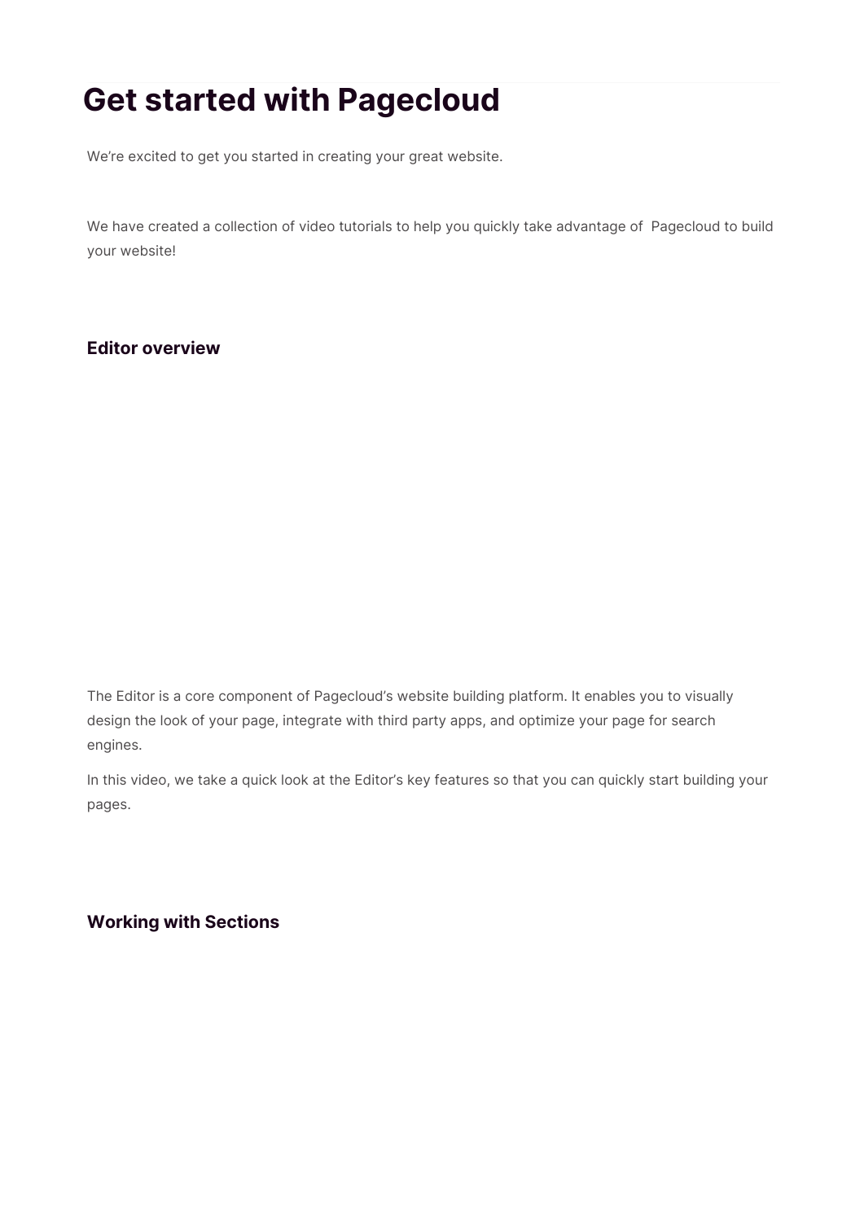# Get started with Pagecloud

We're excited to get you started in creating your great website.

We have created a collection of video tutorials to help you quickly take advantage of Pagecloud to build your website!

### Editor overview

The Editor is a core component of Pagecloud's website building platform. It enables you to visually design the look of your page, integrate with third party apps, and optimize your page for search engines.

In this video, we take a quick look at the Editor's key features so that you can quickly start building your pages.

### Working with Sections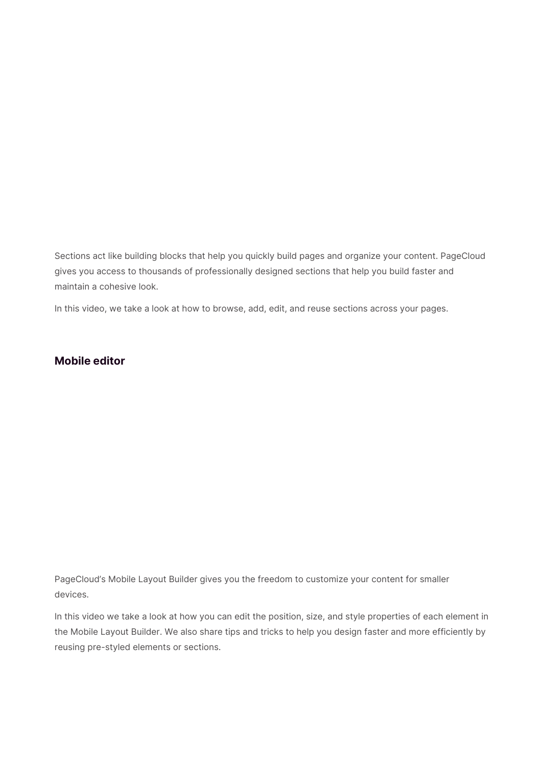Sections act like building blocks that help you quickly build pages and organize your content. PageCloud gives you access to thousands of professionally designed sections that help you build faster and maintain a cohesive look.

In this video, we take a look at how to browse, add, edit, and reuse sections across your pages.

### Mobile editor

PageCloud's Mobile Layout Builder gives you the freedom to customize your content for smaller devices.

In this video we take a look at how you can edit the position, size, and style properties of each element in the Mobile Layout Builder. We also share tips and tricks to help you design faster and more efficiently by reusing pre-styled elements or sections.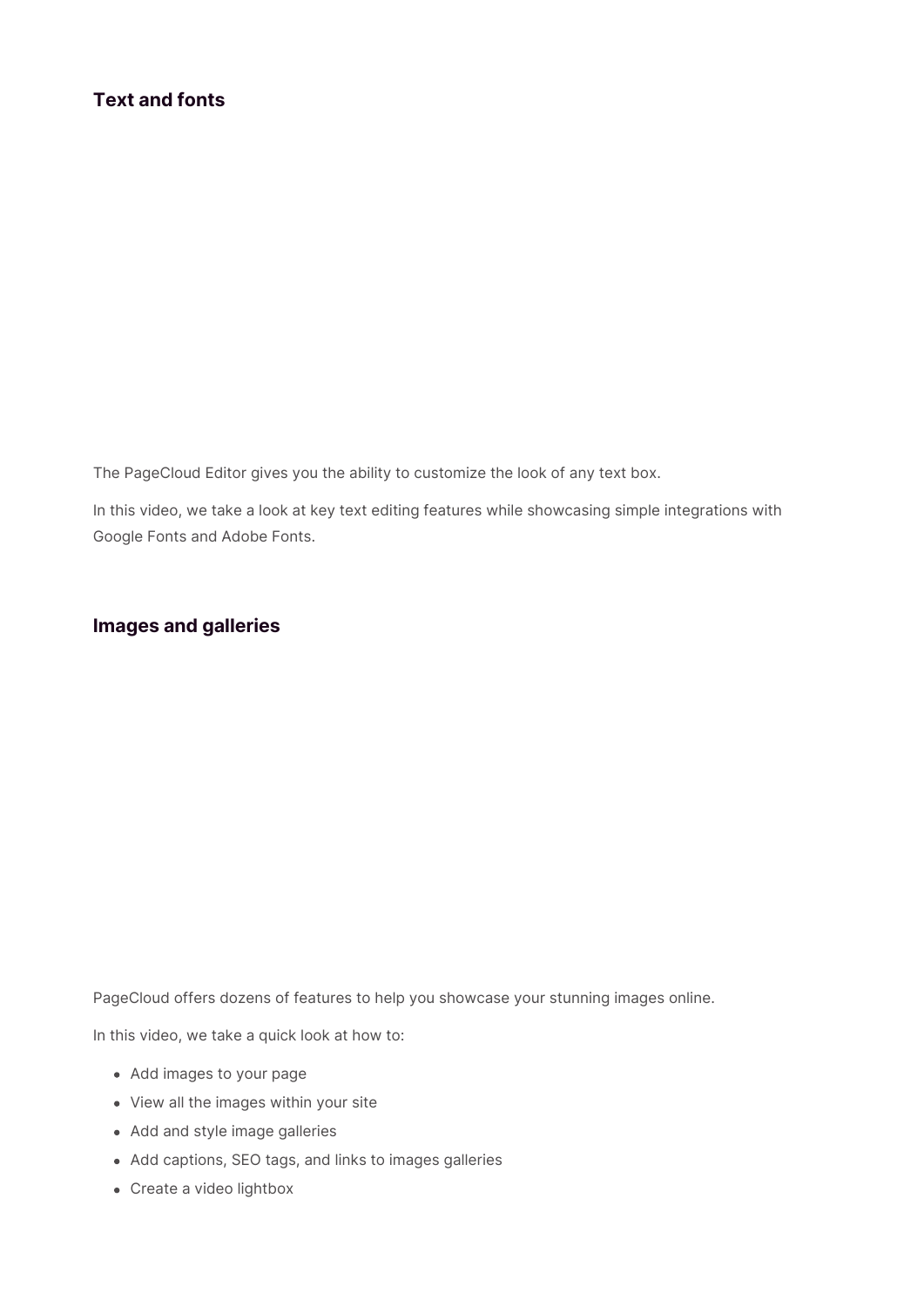### Text and fonts

The PageCloud Editor gives you the ability to customize the look of any text box.

In this video, we take a look at key text editing features while showcasing simple integrations with Google Fonts and Adobe Fonts.

### Images and galleries

PageCloud offers dozens of features to help you showcase your stunning images online.

In this video, we take a quick look at how to:

- Add images to your page
- View all the images within your site
- Add and style image galleries
- Add captions, SEO tags, and links to images galleries
- Create a video lightbox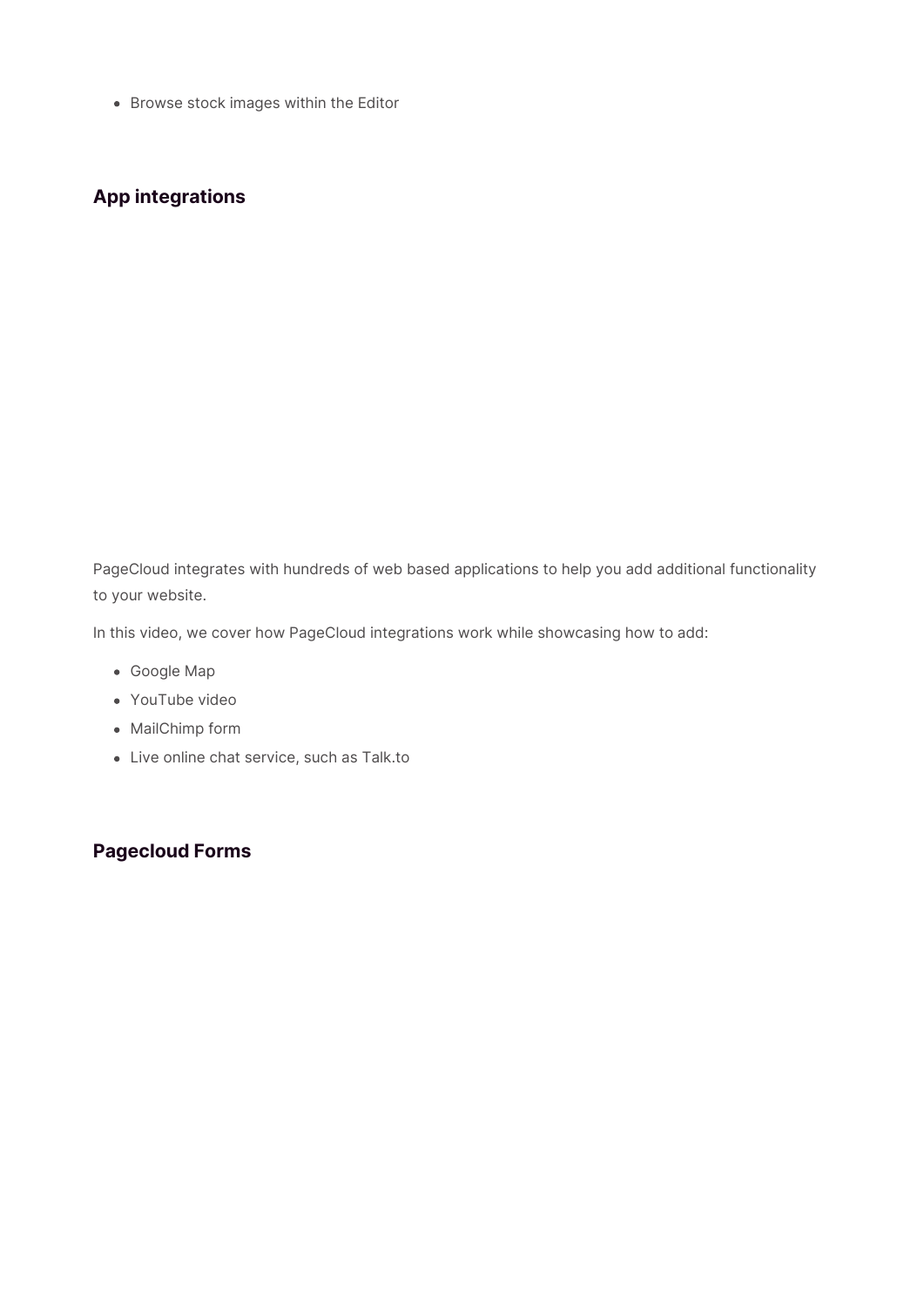- Browse stock images within the Editor

## App integrations

PageCloud integrates with hundreds of web based applications to help you add additional functionality to your website.

In this video, we cover how PageCloud integrations work while showcasing how to add:

- Google Map
- YouTube video
- MailChimp form
- Live online chat service, such as Talk.to

## Pagecloud Forms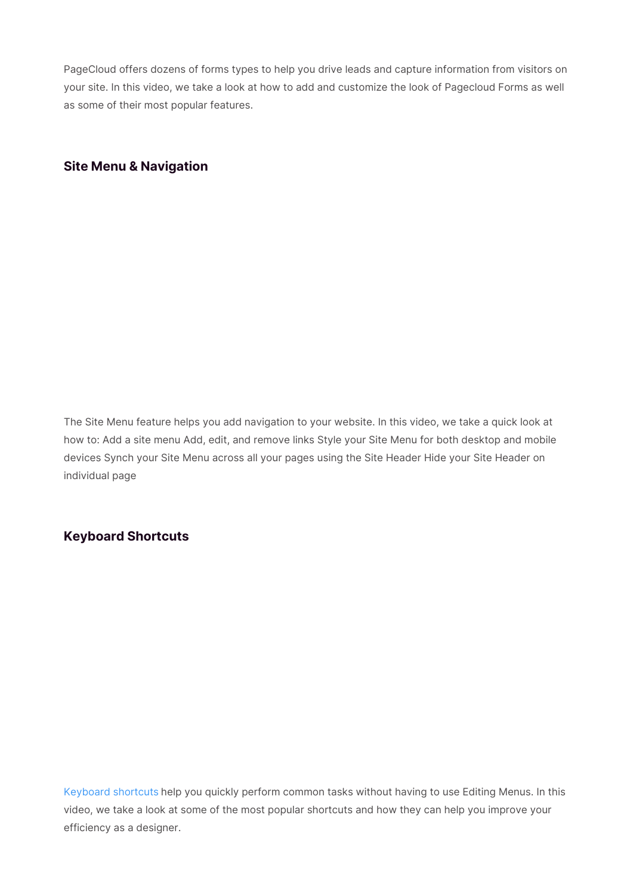PageCloud offers dozens of forms types to help you drive leads and capture information from visitors on your site. In this video, we take a look at how to add and customize the look of Pagecloud Forms as well as some of their most popular features.

### Site Menu & Navigation

The Site Menu feature helps you add navigation to your website. In this video, we take a quick look at how to: Add a site menu Add, edit, and remove links Style your Site Menu for both desktop and mobile devices Synch your Site Menu across all your pages using the Site Header Hide your Site Header on individual page

### Keyboard Shortcuts

Keyboard shortcuts help you quickly perform common tasks without having to use Editing Menus. In this video, we take a look at some of the most popular shortcuts and how they can help you improve your efficiency as a designer.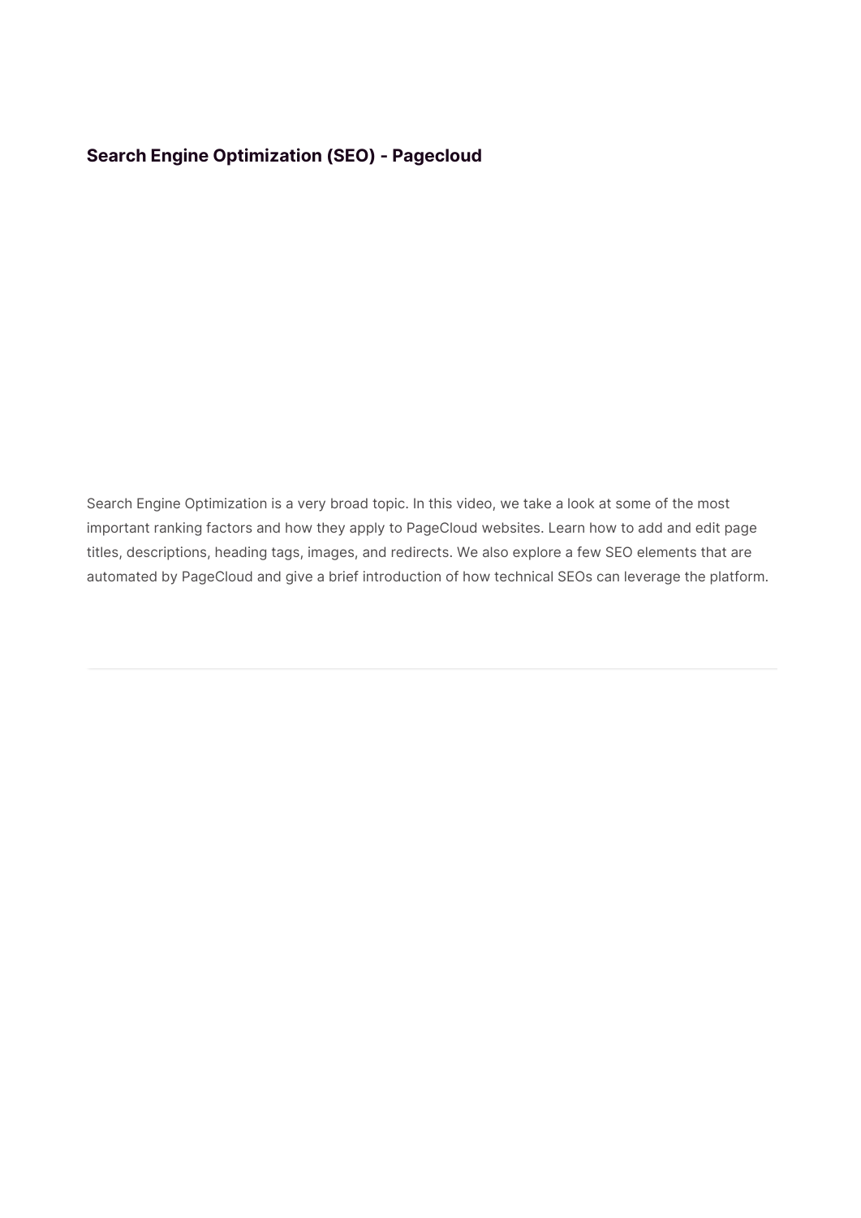### Search Engine Optimization (SEO) - Pagecloud

Search Engine Optimization is a very broad topic. In this video, we take a look at some of the most important ranking factors and how they apply to PageCloud websites. Learn how to add and edit page titles, descriptions, heading tags, images, and redirects. We also explore a few SEO elements that are automated by PageCloud and give a brief introduction of how technical SEOs can leverage the platform.